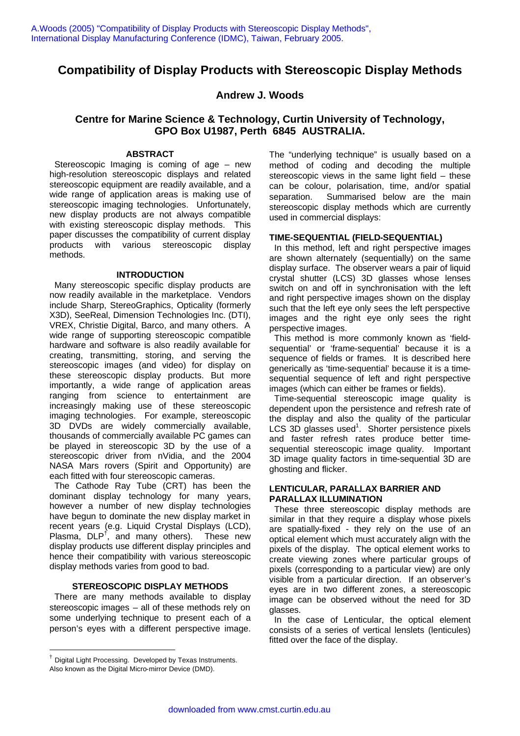A.Woods (2005) "Compatibility of Display Products with Stereoscopic Display Methods", International Display Manufacturing Conference (IDMC), Taiwan, February 2005.

# Compatibility of Display Products with Stereoscopic Display Methods

**Andrew J. Woods**

**Centre for Marine Science & Technology, Curtin University of Technology, GPO Box U1987, Perth 6845 AUSTRALIA.**

## ABSTRACT

Stereoscopic Imaging is coming of age – new high-resolution stereoscopic displays and related stereoscopic equipment are readily available, and a wide range of application areas is making use of stereoscopic imaging technologies. Unfortunately, new display products are not always compatible with existing stereoscopic display methods. This paper discusses the compatibility of current display products with various stereoscopic display methods.

## INTRODUCTION

Many stereoscopic specific display products are now readily available in the marketplace. Vendors include Sharp, StereoGraphics, Opticality (formerly X3D), SeeReal, Dimension Technologies Inc. (DTI), VREX, Christie Digital, Barco, and many others. A wide range of supporting stereoscopic compatible hardware and software is also readily available for creating, transmitting, storing, and serving the stereoscopic images (and video) for display on these stereoscopic display products. But more importantly, a wide range of application areas ranging from science to entertainment are increasingly making use of these stereoscopic imaging technologies. For example, stereoscopic 3D DVDs are widely commercially available, thousands of commercially available PC games can be played in stereoscopic 3D by the use of a stereoscopic driver from nVidia, and the 2004 NASA Mars rovers (Spirit and Opportunity) are each fitted with four stereoscopic cameras.

The Cathode Ray Tube (CRT) has been the dominant display technology for many years, however a number of new display technologies have begun to dominate the new display market in recent years (e.g. Liquid Crystal Displays (LCD), Plasma, DLP[†], and many others). These new display products use different display principles and hence their compatibility with various stereoscopic display methods varies from good to bad.

## STEREOSCOPIC DISPLAY METHODS

There are many methods available to display stereoscopic images – all of these methods rely on some underlying technique to present each of a person's eyes with a different perspective image. The "underlying technique" is usually based on a method of coding and decoding the multiple stereoscopic views in the same light field – these can be colour, polarisation, time, and/or spatial separation. Summarised below are the main stereoscopic display methods which are currently used in commercial displays:

### TIME-SEQUENTIAL (FIELD-SEQUENTIAL)

In this method, left and right perspective images are shown alternately (sequentially) on the same display surface. The observer wears a pair of liquid crystal shutter (LCS) 3D glasses whose lenses switch on and off in synchronisation with the left and right perspective images shown on the display such that the left eye only sees the left perspective images and the right eye only sees the right perspective images.

This method is more commonly known as 'field-sequential' or 'frame-sequential' because it is a sequence of fields or frames. It is described here generically as 'time-sequential' because it is a time-sequential sequence of left and right perspective images (which can either be frames or fields).

Time-sequential stereoscopic image quality is dependent upon the persistence and refresh rate of the display and also the quality of the particular LCS 3D glasses used[1]. Shorter persistence pixels and faster refresh rates produce better time-sequential stereoscopic image quality. Important 3D image quality factors in time-sequential 3D are ghosting and flicker.

### LENTICULAR, PARALLAX BARRIER AND PARALLAX ILLUMINATION

These three stereoscopic display methods are similar in that they require a display whose pixels are spatially-fixed - they rely on the use of an optical element which must accurately align with the pixels of the display. The optical element works to create viewing zones where particular groups of pixels (corresponding to a particular view) are only visible from a particular direction. If an observer's eyes are in two different zones, a stereoscopic image can be observed without the need for 3D glasses.

In the case of Lenticular, the optical element consists of a series of vertical lenslets (lenticules) fitted over the face of the display.

---

[†] Digital Light Processing. Developed by Texas Instruments. Also known as the Digital Micro-mirror Device (DMD).

downloaded from www.cmst.curtin.edu.au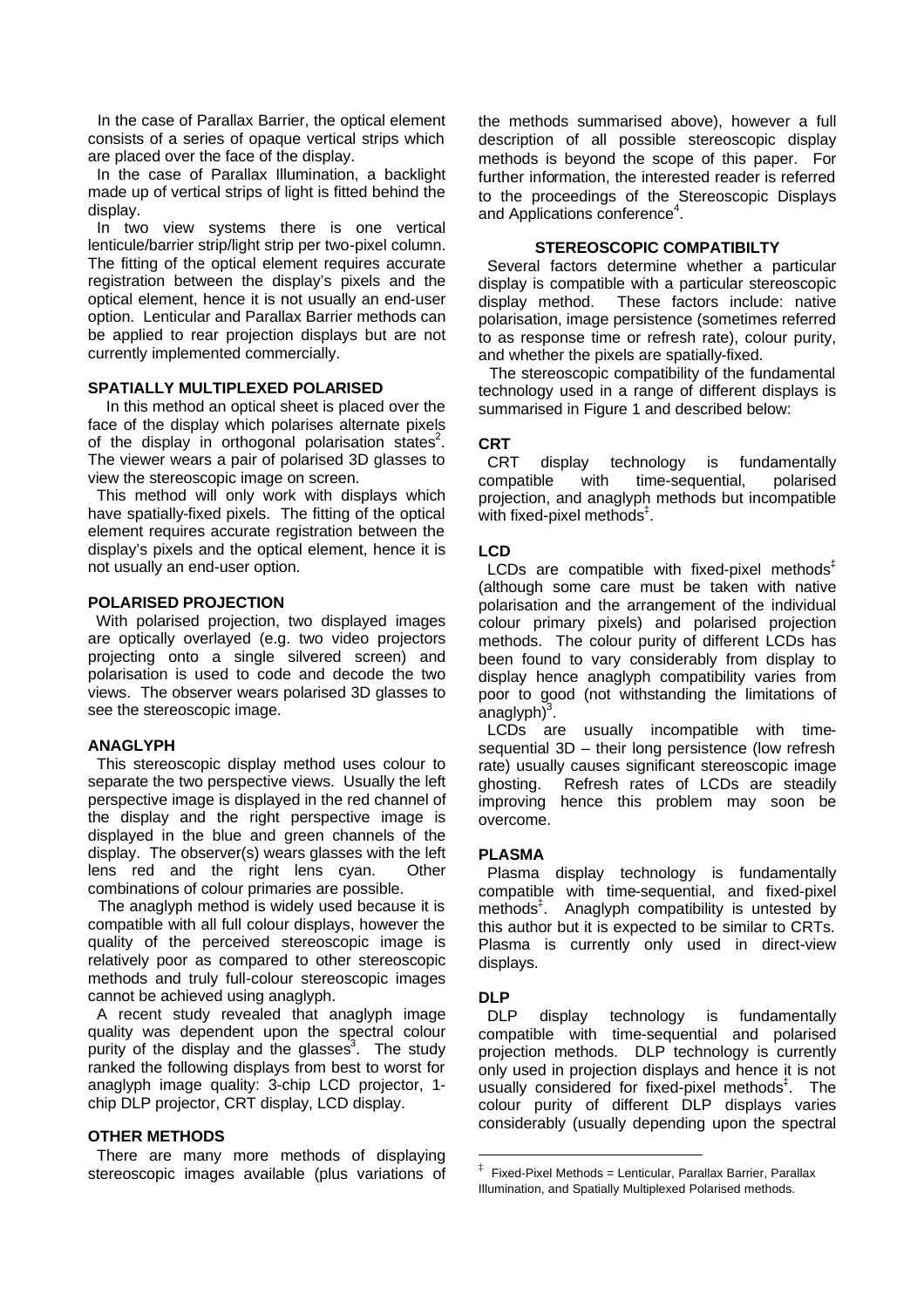In the case of Parallax Barrier, the optical element consists of a series of opaque vertical strips which are placed over the face of the display.

In the case of Parallax Illumination, a backlight made up of vertical strips of light is fitted behind the display.

In two view systems there is one vertical lenticule/barrier strip/light strip per two-pixel column. The fitting of the optical element requires accurate registration between the display's pixels and the optical element, hence it is not usually an end-user option. Lenticular and Parallax Barrier methods can be applied to rear projection displays but are not currently implemented commercially.

### SPATIALLY MULTIPLEXED POLARISED

In this method an optical sheet is placed over the face of the display which polarises alternate pixels of the display in orthogonal polarisation states[2]. The viewer wears a pair of polarised 3D glasses to view the stereoscopic image on screen.

This method will only work with displays which have spatially-fixed pixels. The fitting of the optical element requires accurate registration between the display's pixels and the optical element, hence it is not usually an end-user option.

### POLARISED PROJECTION

With polarised projection, two displayed images are optically overlayed (e.g. two video projectors projecting onto a single silvered screen) and polarisation is used to code and decode the two views. The observer wears polarised 3D glasses to see the stereoscopic image.

### ANAGLYPH

This stereoscopic display method uses colour to separate the two perspective views. Usually the left perspective image is displayed in the red channel of the display and the right perspective image is displayed in the blue and green channels of the display. The observer(s) wears glasses with the left lens red and the right lens cyan. Other combinations of colour primaries are possible.

The anaglyph method is widely used because it is compatible with all full colour displays, however the quality of the perceived stereoscopic image is relatively poor as compared to other stereoscopic methods and truly full-colour stereoscopic images cannot be achieved using anaglyph.

A recent study revealed that anaglyph image quality was dependent upon the spectral colour purity of the display and the glasses[3]. The study ranked the following displays from best to worst for anaglyph image quality: 3-chip LCD projector, 1-chip DLP projector, CRT display, LCD display.

### OTHER METHODS

There are many more methods of displaying stereoscopic images available (plus variations of the methods summarised above), however a full description of all possible stereoscopic display methods is beyond the scope of this paper. For further information, the interested reader is referred to the proceedings of the Stereoscopic Displays and Applications conference[4].

## STEREOSCOPIC COMPATIBILTY

Several factors determine whether a particular display is compatible with a particular stereoscopic display method. These factors include: native polarisation, image persistence (sometimes referred to as response time or refresh rate), colour purity, and whether the pixels are spatially-fixed.

The stereoscopic compatibility of the fundamental technology used in a range of different displays is summarised in Figure 1 and described below:

### CRT

CRT display technology is fundamentally compatible with time-sequential, polarised projection, and anaglyph methods but incompatible with fixed-pixel methods[‡].

### LCD

LCDs are compatible with fixed-pixel methods[‡] (although some care must be taken with native polarisation and the arrangement of the individual colour primary pixels) and polarised projection methods. The colour purity of different LCDs has been found to vary considerably from display to display hence anaglyph compatibility varies from poor to good (not withstanding the limitations of anaglyph)[3].

LCDs are usually incompatible with time-sequential 3D – their long persistence (low refresh rate) usually causes significant stereoscopic image ghosting. Refresh rates of LCDs are steadily improving hence this problem may soon be overcome.

### PLASMA

Plasma display technology is fundamentally compatible with time-sequential, and fixed-pixel methods[‡]. Anaglyph compatibility is untested by this author but it is expected to be similar to CRTs. Plasma is currently only used in direct-view displays.

### DLP

DLP display technology is fundamentally compatible with time-sequential and polarised projection methods. DLP technology is currently only used in projection displays and hence it is not usually considered for fixed-pixel methods[‡]. The colour purity of different DLP displays varies considerably (usually depending upon the spectral

[‡] Fixed-Pixel Methods = Lenticular, Parallax Barrier, Parallax Illumination, and Spatially Multiplexed Polarised methods.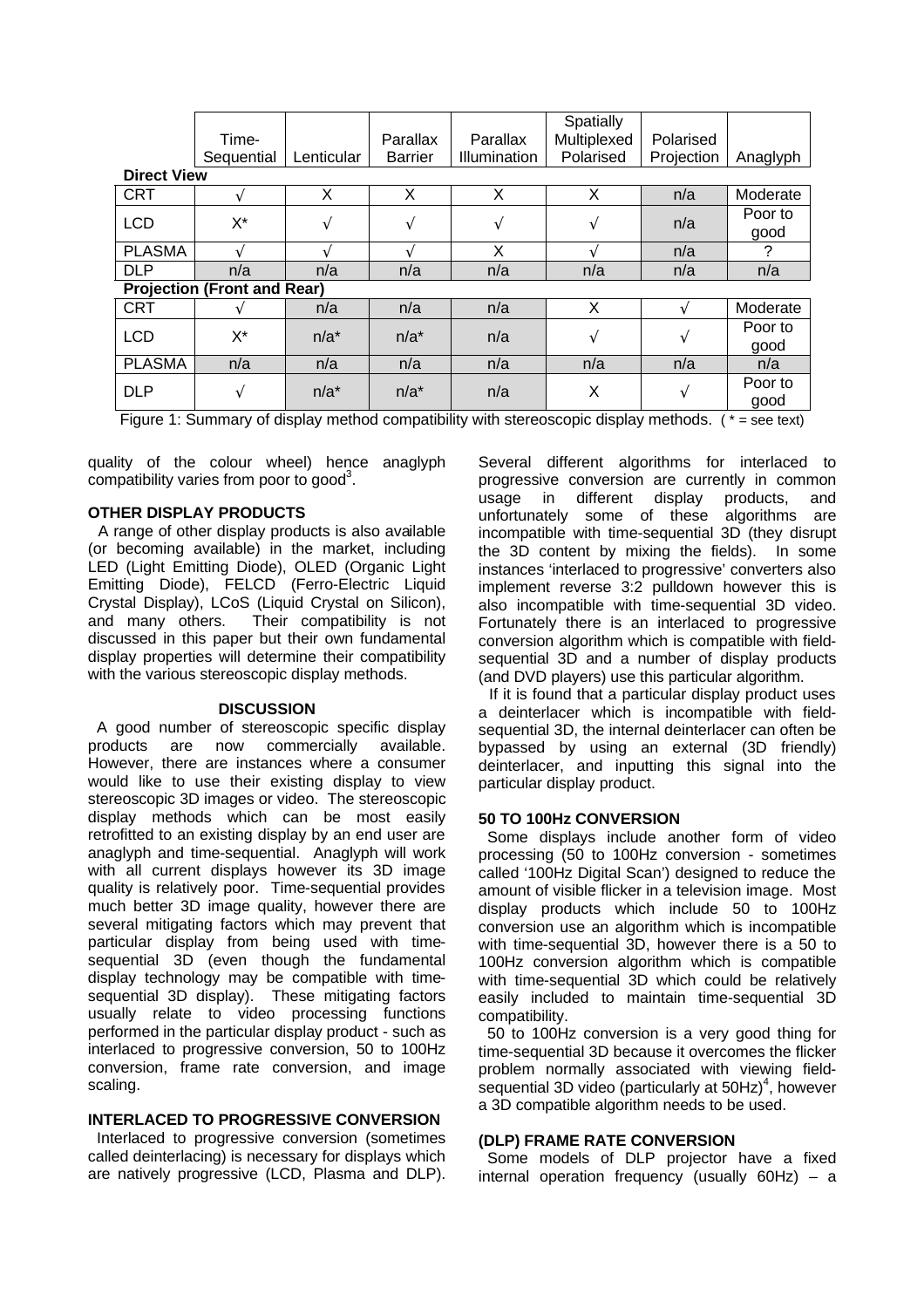|  | Time-Sequential | Lenticular | Parallax Barrier | Parallax Illumination | Spatially Multiplexed Polarised | Polarised Projection | Anaglyph |
|---|---|---|---|---|---|---|---|
| **Direct View** | | | | | | | |
| CRT | √ | X | X | X | X | n/a | Moderate |
| LCD | X* | √ | √ | √ | √ | n/a | Poor to good |
| PLASMA | √ | √ | √ | X | √ | n/a | ? |
| DLP | n/a | n/a | n/a | n/a | n/a | n/a | n/a |
| **Projection (Front and Rear)** | | | | | | | |
| CRT | √ | n/a | n/a | n/a | X | √ | Moderate |
| LCD | X* | n/a* | n/a* | n/a | √ | √ | Poor to good |
| PLASMA | n/a | n/a | n/a | n/a | n/a | n/a | n/a |
| DLP | √ | n/a* | n/a* | n/a | X | √ | Poor to good |

Figure 1: Summary of display method compatibility with stereoscopic display methods. ( * = see text)

quality of the colour wheel) hence anaglyph compatibility varies from poor to good[3].

### OTHER DISPLAY PRODUCTS

A range of other display products is also available (or becoming available) in the market, including LED (Light Emitting Diode), OLED (Organic Light Emitting Diode), FELCD (Ferro-Electric Liquid Crystal Display), LCoS (Liquid Crystal on Silicon), and many others. Their compatibility is not discussed in this paper but their own fundamental display properties will determine their compatibility with the various stereoscopic display methods.

## DISCUSSION

A good number of stereoscopic specific display products are now commercially available. However, there are instances where a consumer would like to use their existing display to view stereoscopic 3D images or video. The stereoscopic display methods which can be most easily retrofitted to an existing display by an end user are anaglyph and time-sequential. Anaglyph will work with all current displays however its 3D image quality is relatively poor. Time-sequential provides much better 3D image quality, however there are several mitigating factors which may prevent that particular display from being used with time-sequential 3D (even though the fundamental display technology may be compatible with time-sequential 3D display). These mitigating factors usually relate to video processing functions performed in the particular display product - such as interlaced to progressive conversion, 50 to 100Hz conversion, frame rate conversion, and image scaling.

### INTERLACED TO PROGRESSIVE CONVERSION

Interlaced to progressive conversion (sometimes called deinterlacing) is necessary for displays which are natively progressive (LCD, Plasma and DLP). Several different algorithms for interlaced to progressive conversion are currently in common usage in different display products, and unfortunately some of these algorithms are incompatible with time-sequential 3D (they disrupt the 3D content by mixing the fields). In some instances 'interlaced to progressive' converters also implement reverse 3:2 pulldown however this is also incompatible with time-sequential 3D video. Fortunately there is an interlaced to progressive conversion algorithm which is compatible with field-sequential 3D and a number of display products (and DVD players) use this particular algorithm.

If it is found that a particular display product uses a deinterlacer which is incompatible with field-sequential 3D, the internal deinterlacer can often be bypassed by using an external (3D friendly) deinterlacer, and inputting this signal into the particular display product.

### 50 TO 100Hz CONVERSION

Some displays include another form of video processing (50 to 100Hz conversion - sometimes called '100Hz Digital Scan') designed to reduce the amount of visible flicker in a television image. Most display products which include 50 to 100Hz conversion use an algorithm which is incompatible with time-sequential 3D, however there is a 50 to 100Hz conversion algorithm which is compatible with time-sequential 3D which could be relatively easily included to maintain time-sequential 3D compatibility.

50 to 100Hz conversion is a very good thing for time-sequential 3D because it overcomes the flicker problem normally associated with viewing field-sequential 3D video (particularly at 50Hz)[4], however a 3D compatible algorithm needs to be used.

### (DLP) FRAME RATE CONVERSION

Some models of DLP projector have a fixed internal operation frequency (usually 60Hz) – a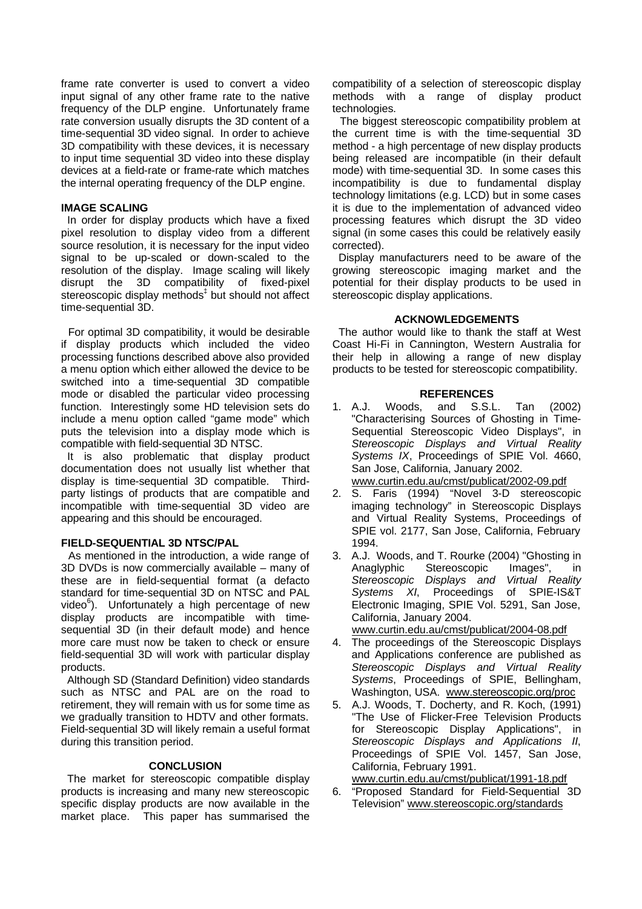frame rate converter is used to convert a video input signal of any other frame rate to the native frequency of the DLP engine. Unfortunately frame rate conversion usually disrupts the 3D content of a time-sequential 3D video signal. In order to achieve 3D compatibility with these devices, it is necessary to input time sequential 3D video into these display devices at a field-rate or frame-rate which matches the internal operating frequency of the DLP engine.

### IMAGE SCALING

In order for display products which have a fixed pixel resolution to display video from a different source resolution, it is necessary for the input video signal to be up-scaled or down-scaled to the resolution of the display. Image scaling will likely disrupt the 3D compatibility of fixed-pixel stereoscopic display methods[‡] but should not affect time-sequential 3D.

For optimal 3D compatibility, it would be desirable if display products which included the video processing functions described above also provided a menu option which either allowed the device to be switched into a time-sequential 3D compatible mode or disabled the particular video processing function. Interestingly some HD television sets do include a menu option called "game mode" which puts the television into a display mode which is compatible with field-sequential 3D NTSC.

It is also problematic that display product documentation does not usually list whether that display is time-sequential 3D compatible. Third-party listings of products that are compatible and incompatible with time-sequential 3D video are appearing and this should be encouraged.

### FIELD-SEQUENTIAL 3D NTSC/PAL

As mentioned in the introduction, a wide range of 3D DVDs is now commercially available – many of these are in field-sequential format (a defacto standard for time-sequential 3D on NTSC and PAL video[6]). Unfortunately a high percentage of new display products are incompatible with time-sequential 3D (in their default mode) and hence more care must now be taken to check or ensure field-sequential 3D will work with particular display products.

Although SD (Standard Definition) video standards such as NTSC and PAL are on the road to retirement, they will remain with us for some time as we gradually transition to HDTV and other formats. Field-sequential 3D will likely remain a useful format during this transition period.

## CONCLUSION

The market for stereoscopic compatible display products is increasing and many new stereoscopic specific display products are now available in the market place. This paper has summarised the compatibility of a selection of stereoscopic display methods with a range of display product technologies.

The biggest stereoscopic compatibility problem at the current time is with the time-sequential 3D method - a high percentage of new display products being released are incompatible (in their default mode) with time-sequential 3D. In some cases this incompatibility is due to fundamental display technology limitations (e.g. LCD) but in some cases it is due to the implementation of advanced video processing features which disrupt the 3D video signal (in some cases this could be relatively easily corrected).

Display manufacturers need to be aware of the growing stereoscopic imaging market and the potential for their display products to be used in stereoscopic display applications.

## ACKNOWLEDGEMENTS

The author would like to thank the staff at West Coast Hi-Fi in Cannington, Western Australia for their help in allowing a range of new display products to be tested for stereoscopic compatibility.

## REFERENCES

1. A.J. Woods, and S.S.L. Tan (2002) "Characterising Sources of Ghosting in Time-Sequential Stereoscopic Video Displays", in *Stereoscopic Displays and Virtual Reality Systems IX*, Proceedings of SPIE Vol. 4660, San Jose, California, January 2002. www.curtin.edu.au/cmst/publicat/2002-09.pdf
2. S. Faris (1994) "Novel 3-D stereoscopic imaging technology" in Stereoscopic Displays and Virtual Reality Systems, Proceedings of SPIE vol. 2177, San Jose, California, February 1994.
3. A.J. Woods, and T. Rourke (2004) "Ghosting in Anaglyphic Stereoscopic Images", in *Stereoscopic Displays and Virtual Reality Systems XI*, Proceedings of SPIE-IS&T Electronic Imaging, SPIE Vol. 5291, San Jose, California, January 2004. www.curtin.edu.au/cmst/publicat/2004-08.pdf
4. The proceedings of the Stereoscopic Displays and Applications conference are published as *Stereoscopic Displays and Virtual Reality Systems*, Proceedings of SPIE, Bellingham, Washington, USA. www.stereoscopic.org/proc
5. A.J. Woods, T. Docherty, and R. Koch, (1991) "The Use of Flicker-Free Television Products for Stereoscopic Display Applications", in *Stereoscopic Displays and Applications II*, Proceedings of SPIE Vol. 1457, San Jose, California, February 1991. www.curtin.edu.au/cmst/publicat/1991-18.pdf
6. "Proposed Standard for Field-Sequential 3D Television" www.stereoscopic.org/standards